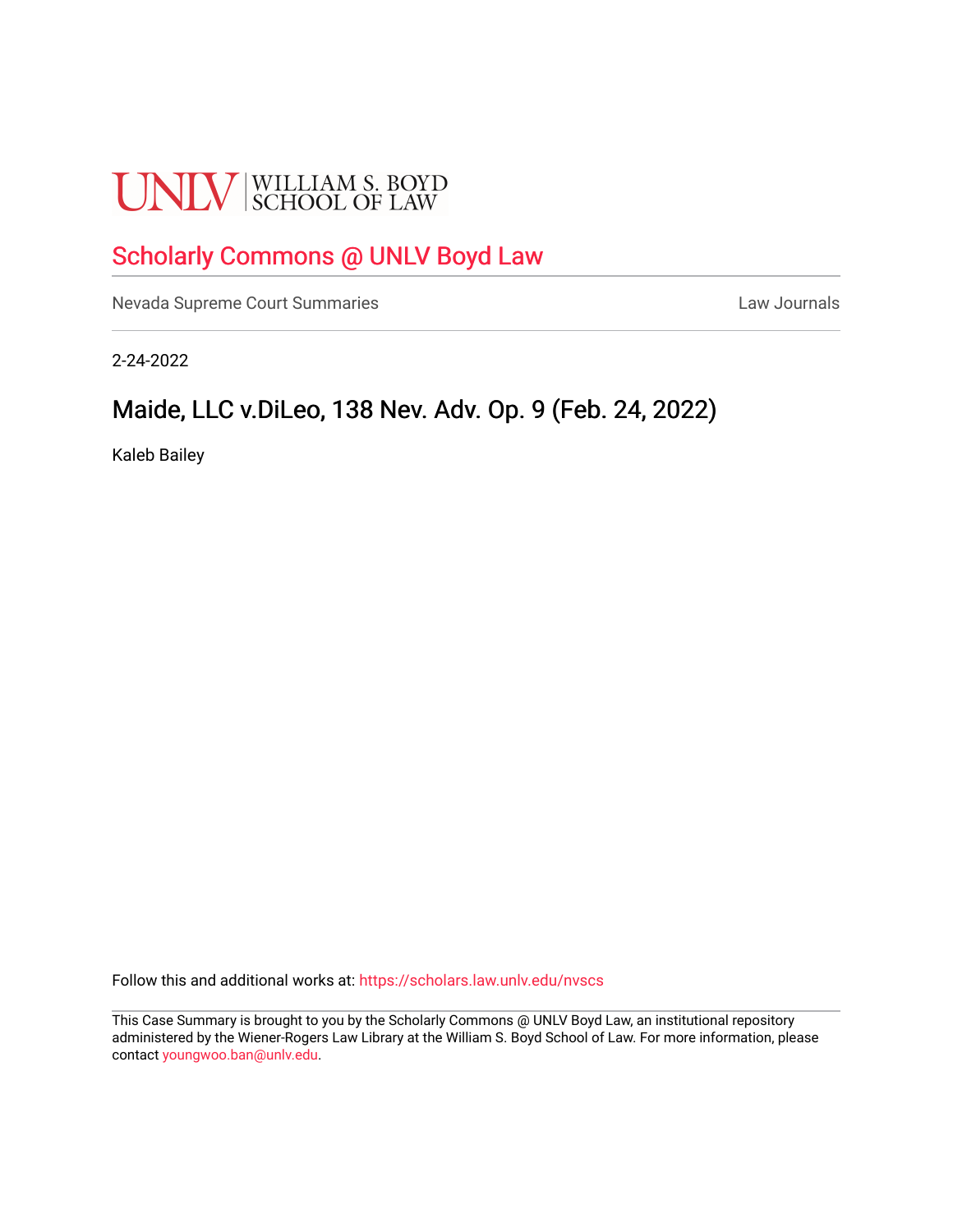UNLV | WILLIAM S. BOYD SCHOOL OF LAW

# Scholarly Commons @ UNLV Boyd Law

Nevada Supreme Court Summaries | Law Journals

2-24-2022

## Maide, LLC v.DiLeo, 138 Nev. Adv. Op. 9 (Feb. 24, 2022)

Kaleb Bailey

Follow this and additional works at: https://scholars.law.unlv.edu/nvscs

This Case Summary is brought to you by the Scholarly Commons @ UNLV Boyd Law, an institutional repository administered by the Wiener-Rogers Law Library at the William S. Boyd School of Law. For more information, please contact youngwoo.ban@unlv.edu.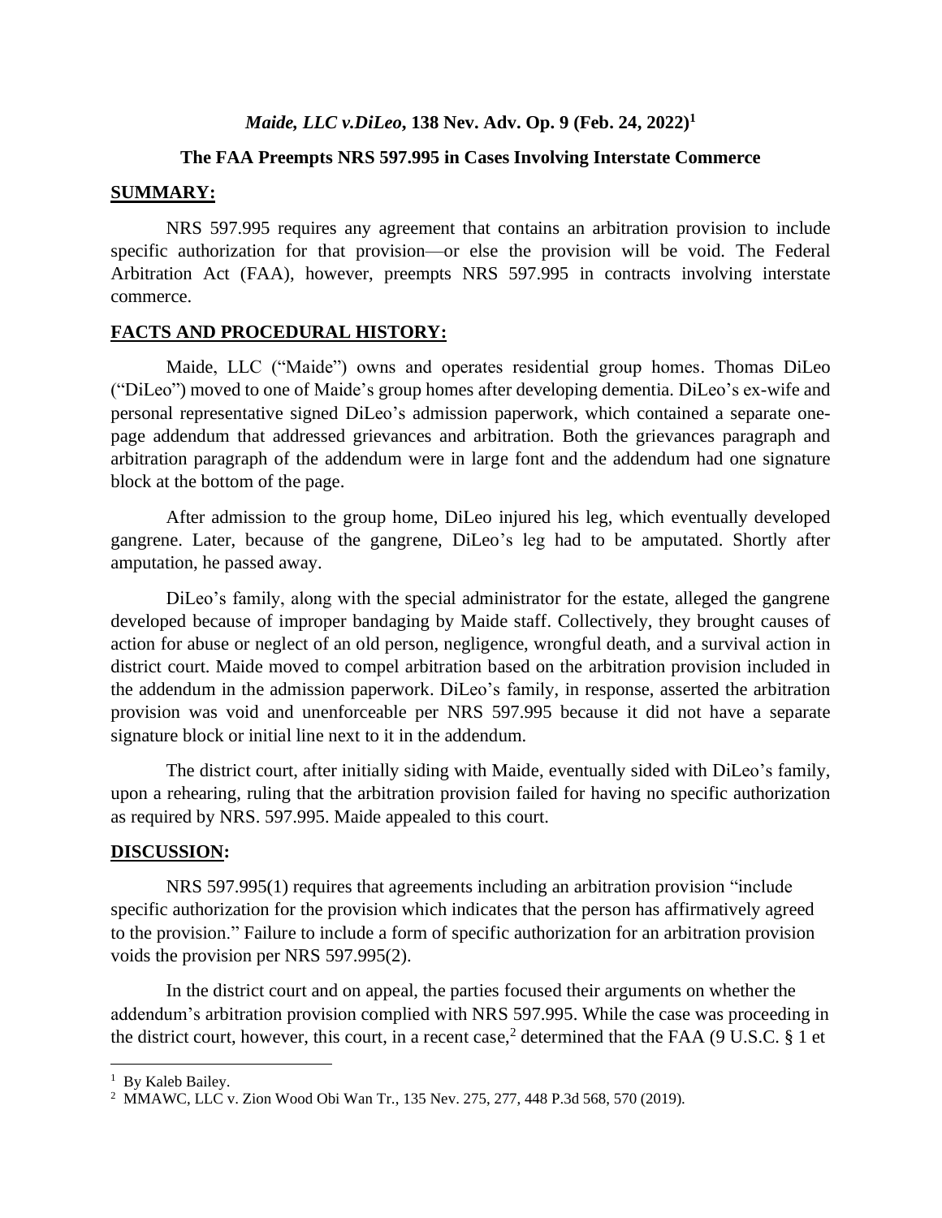### *Maide, LLC v.DiLeo*, 138 Nev. Adv. Op. 9 (Feb. 24, 2022)[1]

### The FAA Preempts NRS 597.995 in Cases Involving Interstate Commerce

## SUMMARY:

NRS 597.995 requires any agreement that contains an arbitration provision to include specific authorization for that provision—or else the provision will be void. The Federal Arbitration Act (FAA), however, preempts NRS 597.995 in contracts involving interstate commerce.

## FACTS AND PROCEDURAL HISTORY:

Maide, LLC ("Maide") owns and operates residential group homes. Thomas DiLeo ("DiLeo") moved to one of Maide's group homes after developing dementia. DiLeo's ex-wife and personal representative signed DiLeo's admission paperwork, which contained a separate one-page addendum that addressed grievances and arbitration. Both the grievances paragraph and arbitration paragraph of the addendum were in large font and the addendum had one signature block at the bottom of the page.

After admission to the group home, DiLeo injured his leg, which eventually developed gangrene. Later, because of the gangrene, DiLeo's leg had to be amputated. Shortly after amputation, he passed away.

DiLeo's family, along with the special administrator for the estate, alleged the gangrene developed because of improper bandaging by Maide staff. Collectively, they brought causes of action for abuse or neglect of an old person, negligence, wrongful death, and a survival action in district court. Maide moved to compel arbitration based on the arbitration provision included in the addendum in the admission paperwork. DiLeo's family, in response, asserted the arbitration provision was void and unenforceable per NRS 597.995 because it did not have a separate signature block or initial line next to it in the addendum.

The district court, after initially siding with Maide, eventually sided with DiLeo's family, upon a rehearing, ruling that the arbitration provision failed for having no specific authorization as required by NRS. 597.995. Maide appealed to this court.

## DISCUSSION:

NRS 597.995(1) requires that agreements including an arbitration provision "include specific authorization for the provision which indicates that the person has affirmatively agreed to the provision." Failure to include a form of specific authorization for an arbitration provision voids the provision per NRS 597.995(2).

In the district court and on appeal, the parties focused their arguments on whether the addendum's arbitration provision complied with NRS 597.995. While the case was proceeding in the district court, however, this court, in a recent case,[2] determined that the FAA (9 U.S.C. § 1 et

---

[1] By Kaleb Bailey.

[2] MMAWC, LLC v. Zion Wood Obi Wan Tr., 135 Nev. 275, 277, 448 P.3d 568, 570 (2019).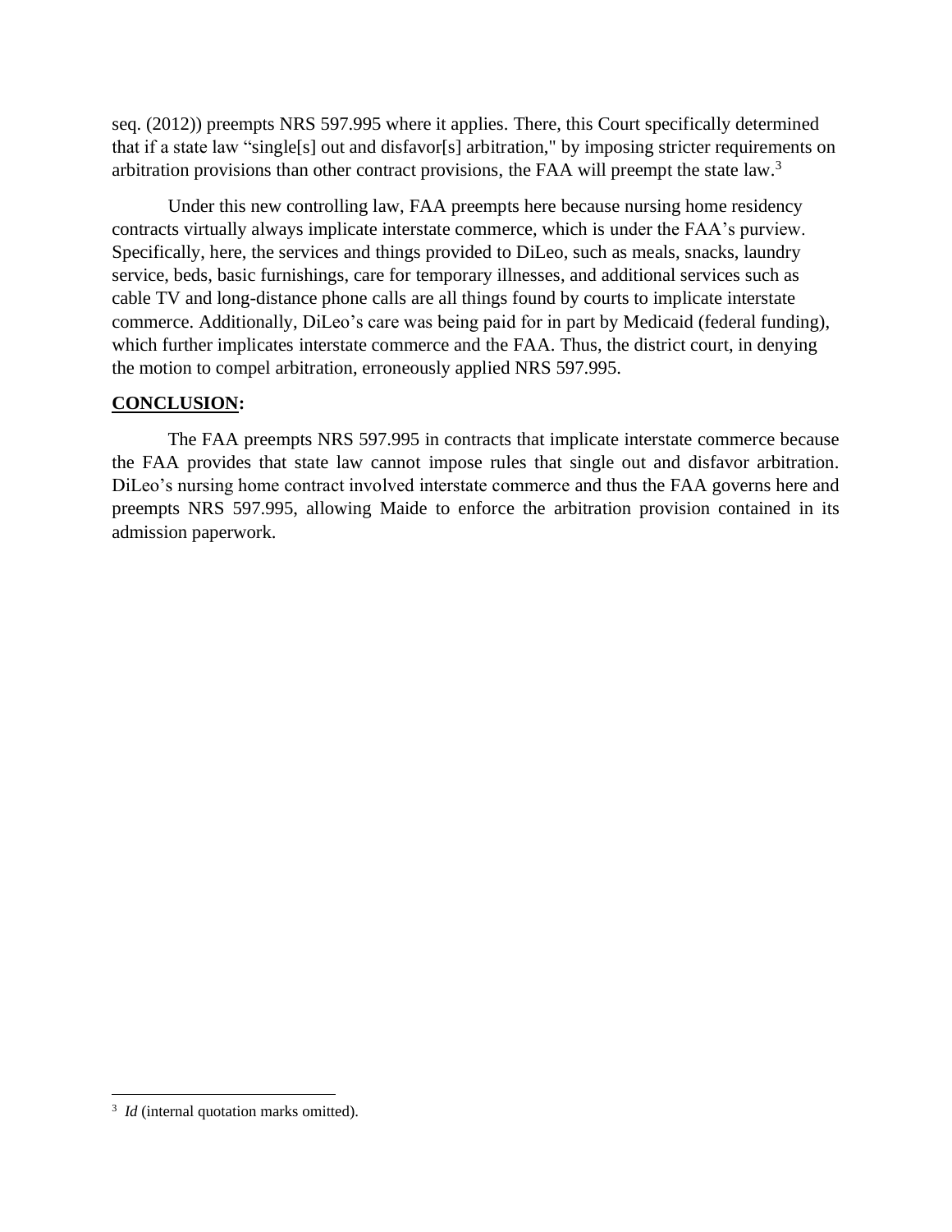seq. (2012)) preempts NRS 597.995 where it applies. There, this Court specifically determined that if a state law "single[s] out and disfavor[s] arbitration," by imposing stricter requirements on arbitration provisions than other contract provisions, the FAA will preempt the state law.[3]

Under this new controlling law, FAA preempts here because nursing home residency contracts virtually always implicate interstate commerce, which is under the FAA's purview. Specifically, here, the services and things provided to DiLeo, such as meals, snacks, laundry service, beds, basic furnishings, care for temporary illnesses, and additional services such as cable TV and long-distance phone calls are all things found by courts to implicate interstate commerce. Additionally, DiLeo's care was being paid for in part by Medicaid (federal funding), which further implicates interstate commerce and the FAA. Thus, the district court, in denying the motion to compel arbitration, erroneously applied NRS 597.995.

**<u>CONCLUSION</u>:**

The FAA preempts NRS 597.995 in contracts that implicate interstate commerce because the FAA provides that state law cannot impose rules that single out and disfavor arbitration. DiLeo's nursing home contract involved interstate commerce and thus the FAA governs here and preempts NRS 597.995, allowing Maide to enforce the arbitration provision contained in its admission paperwork.

---

[3] *Id* (internal quotation marks omitted).